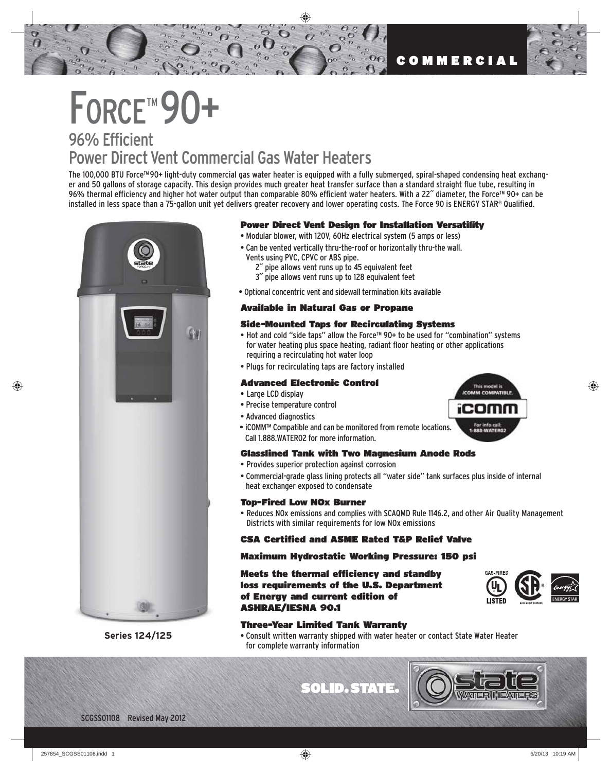COMMERCIAL

# Force™ 90+

## 96% Efficient
## Power Direct Vent Commercial Gas Water Heaters

The 100,000 BTU Force™ 90+ light-duty commercial gas water heater is equipped with a fully submerged, spiral-shaped condensing heat exchanger and 50 gallons of storage capacity. This design provides much greater heat transfer surface than a standard straight flue tube, resulting in 96% thermal efficiency and higher hot water output than comparable 80% efficient water heaters. With a 22″ diameter, the Force™ 90+ can be installed in less space than a 75-gallon unit yet delivers greater recovery and lower operating costs. The Force 90 is ENERGY STAR® Qualified.

Series 124/125

### Power Direct Vent Design for Installation Versatility

- Modular blower, with 120V, 60Hz electrical system (5 amps or less)
- Can be vented vertically thru-the-roof or horizontally thru-the wall. Vents using PVC, CPVC or ABS pipe.
  - 2″ pipe allows vent runs up to 45 equivalent feet
  - 3″ pipe allows vent runs up to 128 equivalent feet
- Optional concentric vent and sidewall termination kits available

### Available in Natural Gas or Propane

### Side-Mounted Taps for Recirculating Systems

- Hot and cold "side taps" allow the Force™ 90+ to be used for "combination" systems for water heating plus space heating, radiant floor heating or other applications requiring a recirculating hot water loop
- Plugs for recirculating taps are factory installed

### Advanced Electronic Control

- Large LCD display
- Precise temperature control
- Advanced diagnostics
- iCOMM™ Compatible and can be monitored from remote locations. Call 1.888.WATER02 for more information.

This model is iCOMM COMPATIBLE. iCOMM For info call: 1-888-WATER02

### Glasslined Tank with Two Magnesium Anode Rods

- Provides superior protection against corrosion
- Commercial-grade glass lining protects all "water side" tank surfaces plus inside of internal heat exchanger exposed to condensate

### Top-Fired Low NOx Burner

- Reduces NOx emissions and complies with SCAQMD Rule 1146.2, and other Air Quality Management Districts with similar requirements for low NOx emissions

### CSA Certified and ASME Rated T&P Relief Valve

### Maximum Hydrostatic Working Pressure: 150 psi

### Meets the thermal efficiency and standby loss requirements of the U.S. Department of Energy and current edition of ASHRAE/IESNA 90.1

GAS-FIRED UL LISTED · CSA Low Lead Content · ENERGY STAR

### Three-Year Limited Tank Warranty

- Consult written warranty shipped with water heater or contact State Water Heater for complete warranty information

SOLID. STATE. State Water Heaters

SCGSS01108 Revised May 2012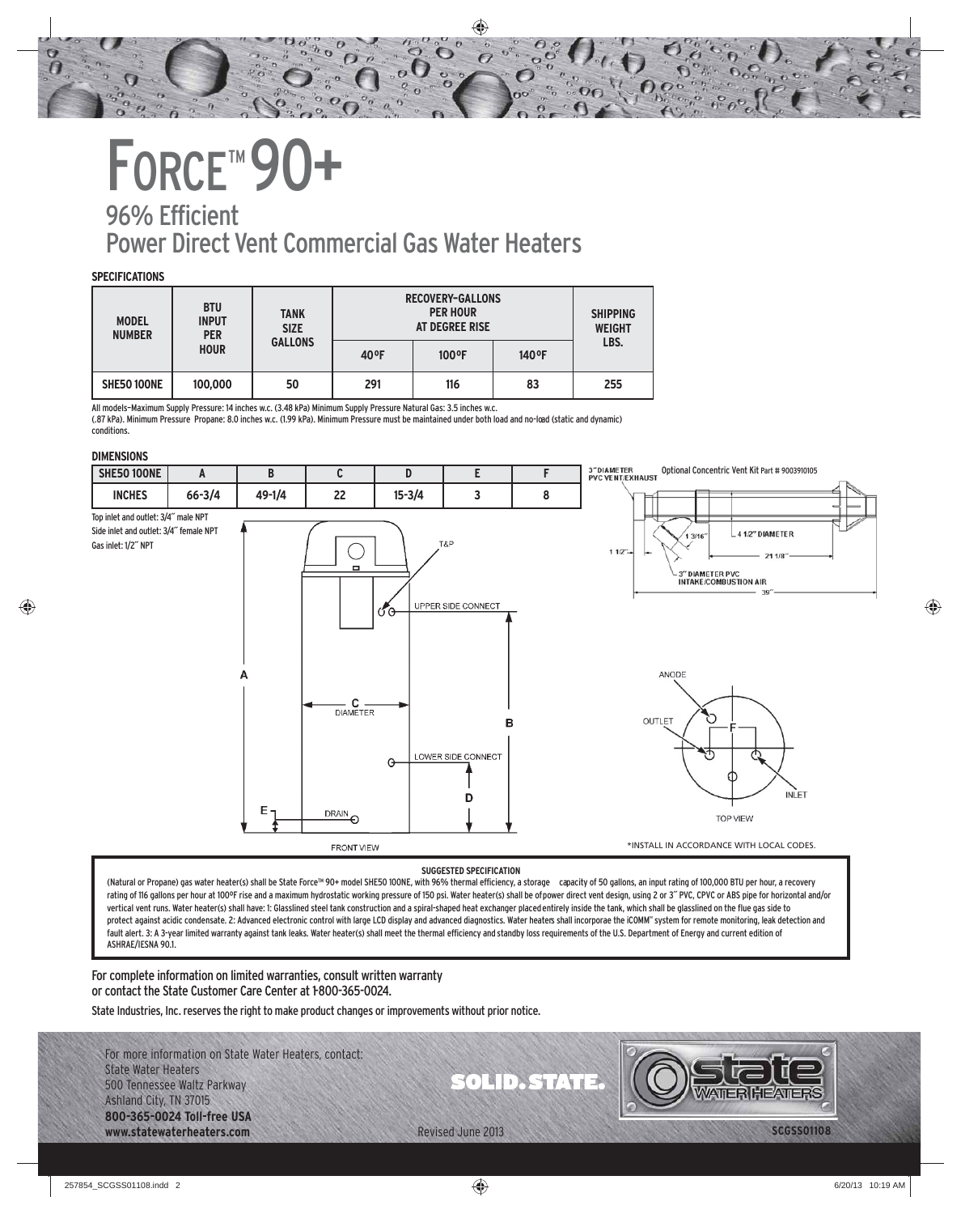# Force™ 90+

## 96% Efficient
## Power Direct Vent Commercial Gas Water Heaters

### SPECIFICATIONS

| MODEL NUMBER | BTU INPUT PER HOUR | TANK SIZE GALLONS | RECOVERY–GALLONS PER HOUR AT DEGREE RISE | | | SHIPPING WEIGHT LBS. |
|---|---|---|---|---|---|---|
| | | | 40ºF | 100ºF | 140ºF | |
| SHE50 100NE | 100,000 | 50 | 291 | 116 | 83 | 255 |

All models–Maximum Supply Pressure: 14 inches w.c. (3.48 kPa) Minimum Supply Pressure Natural Gas: 3.5 inches w.c. (.87 kPa). Minimum Pressure Propane: 8.0 inches w.c. (1.99 kPa). Minimum Pressure must be maintained under both load and no-load (static and dynamic) conditions.

### DIMENSIONS

| SHE50 100NE | A | B | C | D | E | F |
|---|---|---|---|---|---|---|
| INCHES | 66-3/4 | 49-1/4 | 22 | 15-3/4 | 3 | 8 |

Top inlet and outlet: 3/4″ male NPT
Side inlet and outlet: 3/4″ female NPT
Gas inlet: 1/2″ NPT

T&P
UPPER SIDE CONNECT
A
C DIAMETER
B
LOWER SIDE CONNECT
D
E
DRAIN
FRONT VIEW

3″ DIAMETER PVC VENT/EXHAUST
Optional Concentric Vent Kit Part # 9003910105
1 3/16″
4 1/2″ DIAMETER
1 1/2″
21 1/8″
3″ DIAMETER PVC INTAKE/COMBUSTION AIR
39″

ANODE
OUTLET
F
INLET
TOP VIEW

*INSTALL IN ACCORDANCE WITH LOCAL CODES.

**SUGGESTED SPECIFICATION**

(Natural or Propane) gas water heater(s) shall be State Force™ 90+ model SHE50 100NE, with 96% thermal efficiency, a storage capacity of 50 gallons, an input rating of 100,000 BTU per hour, a recovery rating of 116 gallons per hour at 100ºF rise and a maximum hydrostatic working pressure of 150 psi. Water heater(s) shall be of power direct vent design, using 2 or 3″ PVC, CPVC or ABS pipe for horizontal and/or vertical vent runs. Water heater(s) shall have: 1: Glasslined steel tank construction and a spiral-shaped heat exchanger placed entirely inside the tank, which shall be glasslined on the flue gas side to protect against acidic condensate. 2: Advanced electronic control with large LCD display and advanced diagnostics. Water heaters shall incorporae the iCOMM™ system for remote monitoring, leak detection and fault alert. 3: A 3-year limited warranty against tank leaks. Water heater(s) shall meet the thermal efficiency and standby loss requirements of the U.S. Department of Energy and current edition of ASHRAE/IESNA 90.1.

For complete information on limited warranties, consult written warranty or contact the State Customer Care Center at 1-800-365-0024.

State Industries, Inc. reserves the right to make product changes or improvements without prior notice.

For more information on State Water Heaters, contact:
State Water Heaters
500 Tennessee Waltz Parkway
Ashland City, TN 37015
**800-365-0024 Toll-free USA**
**www.statewaterheaters.com**

SOLID. STATE.

Revised June 2013

SCGSS01108